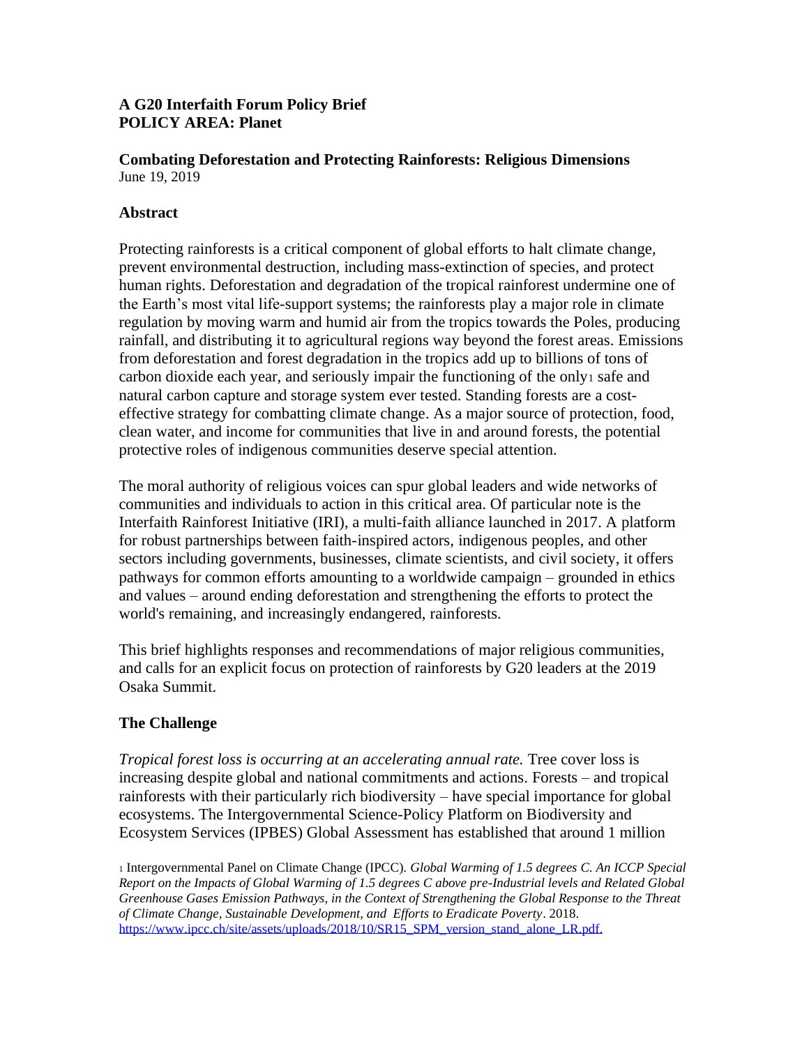**A G20 Interfaith Forum Policy Brief**
**POLICY AREA: Planet**

**Combating Deforestation and Protecting Rainforests: Religious Dimensions**
June 19, 2019

## Abstract

Protecting rainforests is a critical component of global efforts to halt climate change, prevent environmental destruction, including mass-extinction of species, and protect human rights. Deforestation and degradation of the tropical rainforest undermine one of the Earth's most vital life-support systems; the rainforests play a major role in climate regulation by moving warm and humid air from the tropics towards the Poles, producing rainfall, and distributing it to agricultural regions way beyond the forest areas. Emissions from deforestation and forest degradation in the tropics add up to billions of tons of carbon dioxide each year, and seriously impair the functioning of the only[1] safe and natural carbon capture and storage system ever tested. Standing forests are a cost-effective strategy for combatting climate change. As a major source of protection, food, clean water, and income for communities that live in and around forests, the potential protective roles of indigenous communities deserve special attention.

The moral authority of religious voices can spur global leaders and wide networks of communities and individuals to action in this critical area. Of particular note is the Interfaith Rainforest Initiative (IRI), a multi-faith alliance launched in 2017. A platform for robust partnerships between faith-inspired actors, indigenous peoples, and other sectors including governments, businesses, climate scientists, and civil society, it offers pathways for common efforts amounting to a worldwide campaign – grounded in ethics and values – around ending deforestation and strengthening the efforts to protect the world's remaining, and increasingly endangered, rainforests.

This brief highlights responses and recommendations of major religious communities, and calls for an explicit focus on protection of rainforests by G20 leaders at the 2019 Osaka Summit.

## The Challenge

*Tropical forest loss is occurring at an accelerating annual rate.* Tree cover loss is increasing despite global and national commitments and actions. Forests – and tropical rainforests with their particularly rich biodiversity – have special importance for global ecosystems. The Intergovernmental Science-Policy Platform on Biodiversity and Ecosystem Services (IPBES) Global Assessment has established that around 1 million

[1] Intergovernmental Panel on Climate Change (IPCC). *Global Warming of 1.5 degrees C. An ICCP Special Report on the Impacts of Global Warming of 1.5 degrees C above pre-Industrial levels and Related Global Greenhouse Gases Emission Pathways, in the Context of Strengthening the Global Response to the Threat of Climate Change, Sustainable Development, and Efforts to Eradicate Poverty*. 2018. https://www.ipcc.ch/site/assets/uploads/2018/10/SR15_SPM_version_stand_alone_LR.pdf.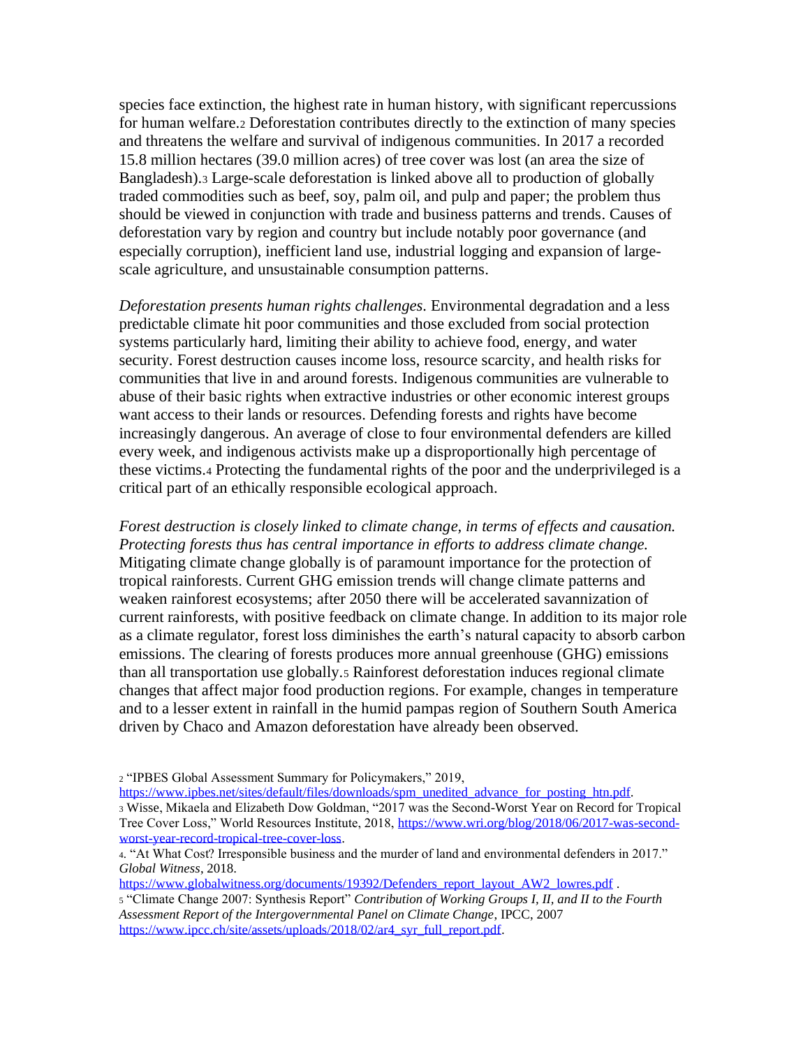species face extinction, the highest rate in human history, with significant repercussions for human welfare.[2] Deforestation contributes directly to the extinction of many species and threatens the welfare and survival of indigenous communities. In 2017 a recorded 15.8 million hectares (39.0 million acres) of tree cover was lost (an area the size of Bangladesh).[3] Large-scale deforestation is linked above all to production of globally traded commodities such as beef, soy, palm oil, and pulp and paper; the problem thus should be viewed in conjunction with trade and business patterns and trends. Causes of deforestation vary by region and country but include notably poor governance (and especially corruption), inefficient land use, industrial logging and expansion of large-scale agriculture, and unsustainable consumption patterns.

*Deforestation presents human rights challenges.* Environmental degradation and a less predictable climate hit poor communities and those excluded from social protection systems particularly hard, limiting their ability to achieve food, energy, and water security. Forest destruction causes income loss, resource scarcity, and health risks for communities that live in and around forests. Indigenous communities are vulnerable to abuse of their basic rights when extractive industries or other economic interest groups want access to their lands or resources. Defending forests and rights have become increasingly dangerous. An average of close to four environmental defenders are killed every week, and indigenous activists make up a disproportionally high percentage of these victims.[4] Protecting the fundamental rights of the poor and the underprivileged is a critical part of an ethically responsible ecological approach.

*Forest destruction is closely linked to climate change, in terms of effects and causation. Protecting forests thus has central importance in efforts to address climate change.* Mitigating climate change globally is of paramount importance for the protection of tropical rainforests. Current GHG emission trends will change climate patterns and weaken rainforest ecosystems; after 2050 there will be accelerated savannization of current rainforests, with positive feedback on climate change. In addition to its major role as a climate regulator, forest loss diminishes the earth's natural capacity to absorb carbon emissions. The clearing of forests produces more annual greenhouse (GHG) emissions than all transportation use globally.[5] Rainforest deforestation induces regional climate changes that affect major food production regions. For example, changes in temperature and to a lesser extent in rainfall in the humid pampas region of Southern South America driven by Chaco and Amazon deforestation have already been observed.

---

[2] "IPBES Global Assessment Summary for Policymakers," 2019, https://www.ipbes.net/sites/default/files/downloads/spm_unedited_advance_for_posting_htn.pdf.

[3] Wisse, Mikaela and Elizabeth Dow Goldman, "2017 was the Second-Worst Year on Record for Tropical Tree Cover Loss," World Resources Institute, 2018, https://www.wri.org/blog/2018/06/2017-was-second-worst-year-record-tropical-tree-cover-loss.

[4]. "At What Cost? Irresponsible business and the murder of land and environmental defenders in 2017." *Global Witness*, 2018. https://www.globalwitness.org/documents/19392/Defenders_report_layout_AW2_lowres.pdf .

[5] "Climate Change 2007: Synthesis Report" *Contribution of Working Groups I, II, and II to the Fourth Assessment Report of the Intergovernmental Panel on Climate Change*, IPCC, 2007 https://www.ipcc.ch/site/assets/uploads/2018/02/ar4_syr_full_report.pdf.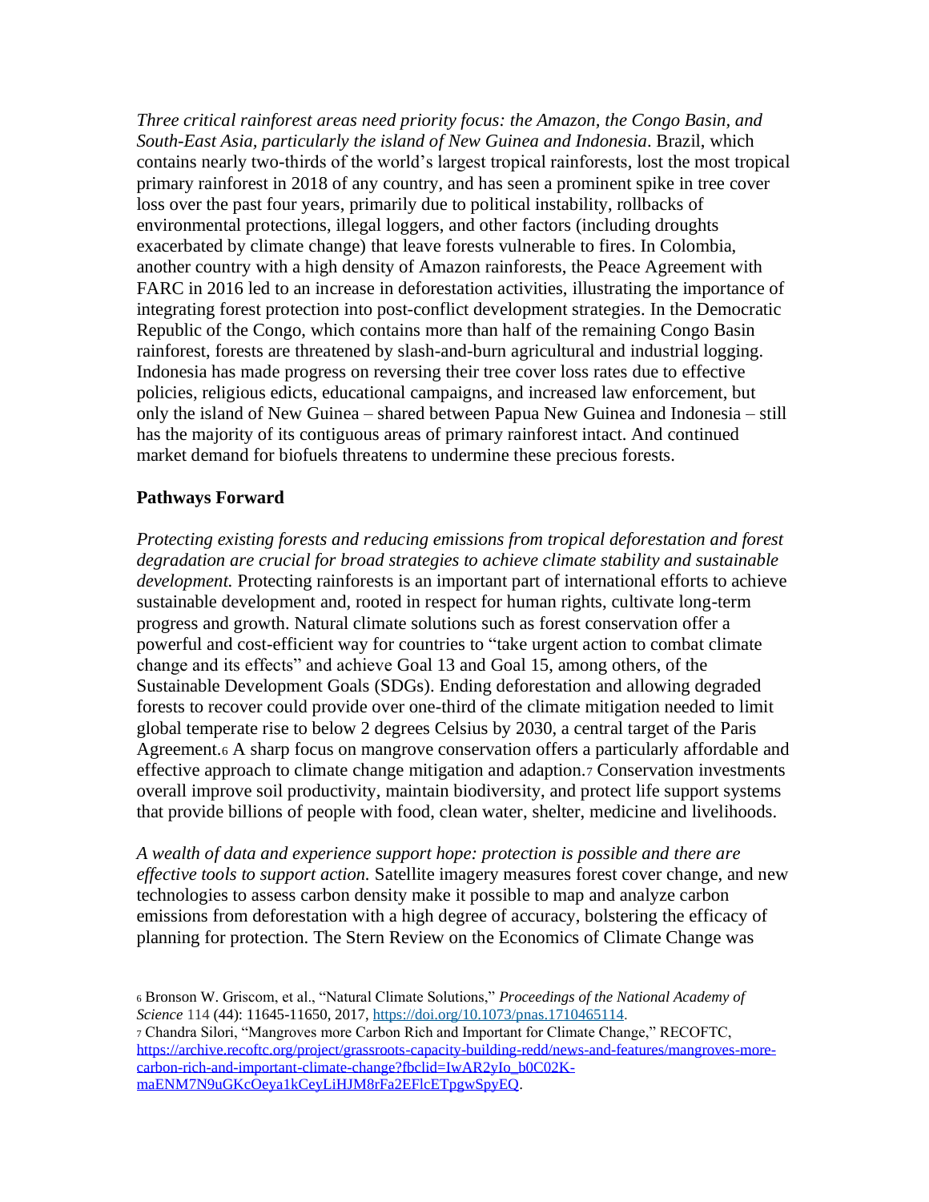*Three critical rainforest areas need priority focus: the Amazon, the Congo Basin, and South-East Asia, particularly the island of New Guinea and Indonesia*. Brazil, which contains nearly two-thirds of the world's largest tropical rainforests, lost the most tropical primary rainforest in 2018 of any country, and has seen a prominent spike in tree cover loss over the past four years, primarily due to political instability, rollbacks of environmental protections, illegal loggers, and other factors (including droughts exacerbated by climate change) that leave forests vulnerable to fires. In Colombia, another country with a high density of Amazon rainforests, the Peace Agreement with FARC in 2016 led to an increase in deforestation activities, illustrating the importance of integrating forest protection into post-conflict development strategies. In the Democratic Republic of the Congo, which contains more than half of the remaining Congo Basin rainforest, forests are threatened by slash-and-burn agricultural and industrial logging. Indonesia has made progress on reversing their tree cover loss rates due to effective policies, religious edicts, educational campaigns, and increased law enforcement, but only the island of New Guinea – shared between Papua New Guinea and Indonesia – still has the majority of its contiguous areas of primary rainforest intact. And continued market demand for biofuels threatens to undermine these precious forests.

## Pathways Forward

*Protecting existing forests and reducing emissions from tropical deforestation and forest degradation are crucial for broad strategies to achieve climate stability and sustainable development.* Protecting rainforests is an important part of international efforts to achieve sustainable development and, rooted in respect for human rights, cultivate long-term progress and growth. Natural climate solutions such as forest conservation offer a powerful and cost-efficient way for countries to "take urgent action to combat climate change and its effects" and achieve Goal 13 and Goal 15, among others, of the Sustainable Development Goals (SDGs). Ending deforestation and allowing degraded forests to recover could provide over one-third of the climate mitigation needed to limit global temperate rise to below 2 degrees Celsius by 2030, a central target of the Paris Agreement.[6] A sharp focus on mangrove conservation offers a particularly affordable and effective approach to climate change mitigation and adaption.[7] Conservation investments overall improve soil productivity, maintain biodiversity, and protect life support systems that provide billions of people with food, clean water, shelter, medicine and livelihoods.

*A wealth of data and experience support hope: protection is possible and there are effective tools to support action.* Satellite imagery measures forest cover change, and new technologies to assess carbon density make it possible to map and analyze carbon emissions from deforestation with a high degree of accuracy, bolstering the efficacy of planning for protection. The Stern Review on the Economics of Climate Change was

---

[6] Bronson W. Griscom, et al., "Natural Climate Solutions," *Proceedings of the National Academy of Science* 114 (44): 11645-11650, 2017, https://doi.org/10.1073/pnas.1710465114.

[7] Chandra Silori, "Mangroves more Carbon Rich and Important for Climate Change," RECOFTC, https://archive.recoftc.org/project/grassroots-capacity-building-redd/news-and-features/mangroves-more-carbon-rich-and-important-climate-change?fbclid=IwAR2yIo_b0C02K-maENM7N9uGKcOeya1kCeyLiHJM8rFa2EFlcETpgwSpyEQ.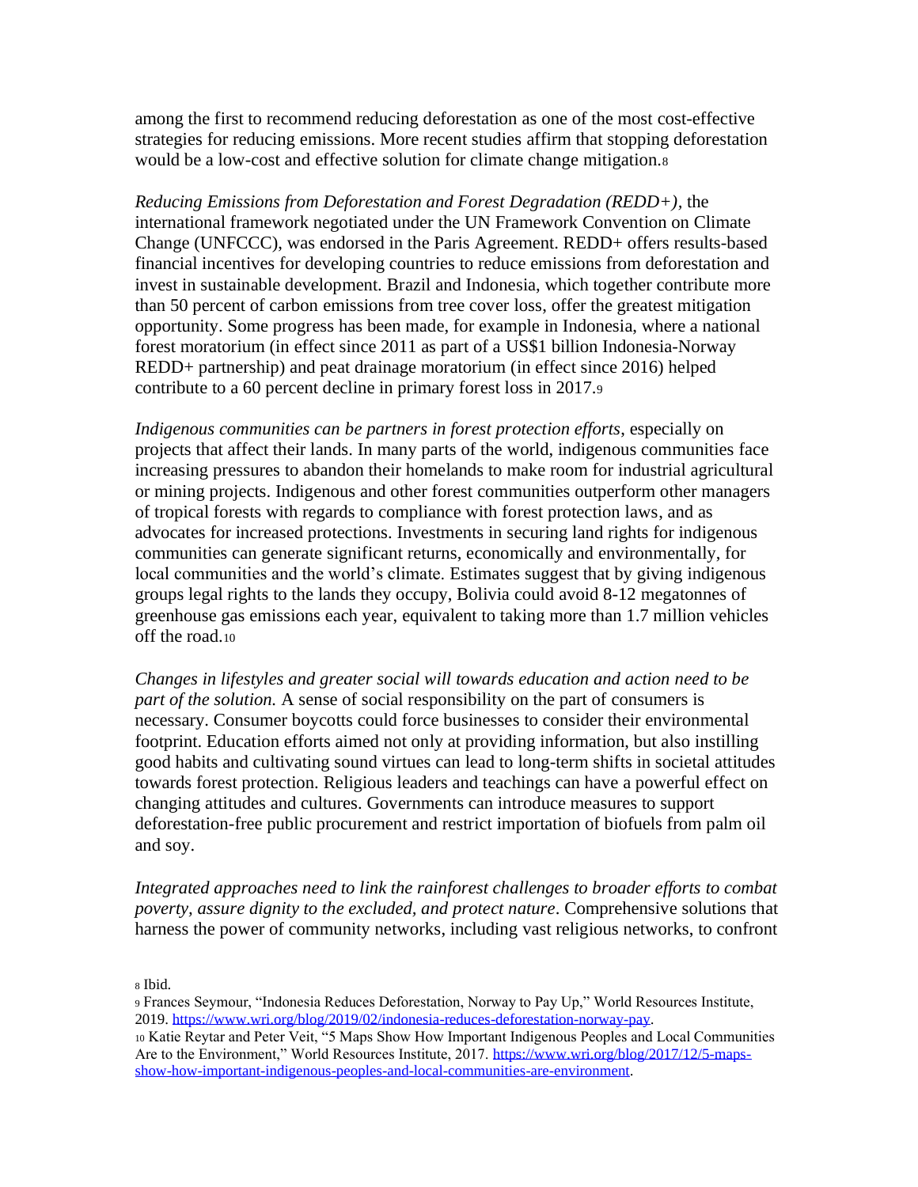among the first to recommend reducing deforestation as one of the most cost-effective strategies for reducing emissions. More recent studies affirm that stopping deforestation would be a low-cost and effective solution for climate change mitigation.[8]

*Reducing Emissions from Deforestation and Forest Degradation (REDD+)*, the international framework negotiated under the UN Framework Convention on Climate Change (UNFCCC), was endorsed in the Paris Agreement. REDD+ offers results-based financial incentives for developing countries to reduce emissions from deforestation and invest in sustainable development. Brazil and Indonesia, which together contribute more than 50 percent of carbon emissions from tree cover loss, offer the greatest mitigation opportunity. Some progress has been made, for example in Indonesia, where a national forest moratorium (in effect since 2011 as part of a US$1 billion Indonesia-Norway REDD+ partnership) and peat drainage moratorium (in effect since 2016) helped contribute to a 60 percent decline in primary forest loss in 2017.[9]

*Indigenous communities can be partners in forest protection efforts*, especially on projects that affect their lands. In many parts of the world, indigenous communities face increasing pressures to abandon their homelands to make room for industrial agricultural or mining projects. Indigenous and other forest communities outperform other managers of tropical forests with regards to compliance with forest protection laws, and as advocates for increased protections. Investments in securing land rights for indigenous communities can generate significant returns, economically and environmentally, for local communities and the world's climate. Estimates suggest that by giving indigenous groups legal rights to the lands they occupy, Bolivia could avoid 8-12 megatonnes of greenhouse gas emissions each year, equivalent to taking more than 1.7 million vehicles off the road.[10]

*Changes in lifestyles and greater social will towards education and action need to be part of the solution.* A sense of social responsibility on the part of consumers is necessary. Consumer boycotts could force businesses to consider their environmental footprint. Education efforts aimed not only at providing information, but also instilling good habits and cultivating sound virtues can lead to long-term shifts in societal attitudes towards forest protection. Religious leaders and teachings can have a powerful effect on changing attitudes and cultures. Governments can introduce measures to support deforestation-free public procurement and restrict importation of biofuels from palm oil and soy.

*Integrated approaches need to link the rainforest challenges to broader efforts to combat poverty, assure dignity to the excluded, and protect nature*. Comprehensive solutions that harness the power of community networks, including vast religious networks, to confront

[8] Ibid.

[9] Frances Seymour, "Indonesia Reduces Deforestation, Norway to Pay Up," World Resources Institute, 2019. https://www.wri.org/blog/2019/02/indonesia-reduces-deforestation-norway-pay.

[10] Katie Reytar and Peter Veit, "5 Maps Show How Important Indigenous Peoples and Local Communities Are to the Environment," World Resources Institute, 2017. https://www.wri.org/blog/2017/12/5-maps-show-how-important-indigenous-peoples-and-local-communities-are-environment.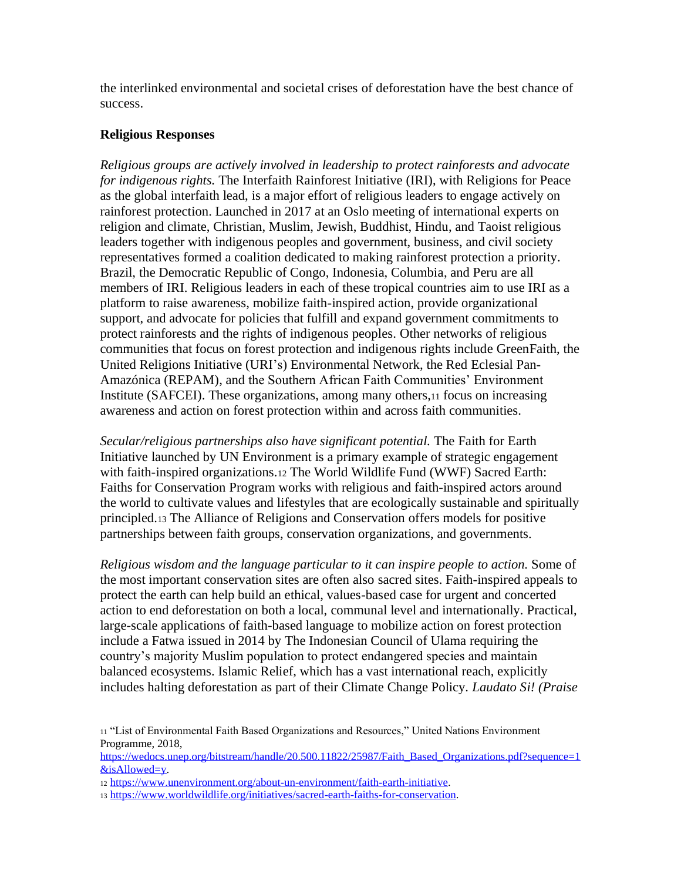the interlinked environmental and societal crises of deforestation have the best chance of success.

**Religious Responses**

*Religious groups are actively involved in leadership to protect rainforests and advocate for indigenous rights.* The Interfaith Rainforest Initiative (IRI), with Religions for Peace as the global interfaith lead, is a major effort of religious leaders to engage actively on rainforest protection. Launched in 2017 at an Oslo meeting of international experts on religion and climate, Christian, Muslim, Jewish, Buddhist, Hindu, and Taoist religious leaders together with indigenous peoples and government, business, and civil society representatives formed a coalition dedicated to making rainforest protection a priority. Brazil, the Democratic Republic of Congo, Indonesia, Columbia, and Peru are all members of IRI. Religious leaders in each of these tropical countries aim to use IRI as a platform to raise awareness, mobilize faith-inspired action, provide organizational support, and advocate for policies that fulfill and expand government commitments to protect rainforests and the rights of indigenous peoples. Other networks of religious communities that focus on forest protection and indigenous rights include GreenFaith, the United Religions Initiative (URI's) Environmental Network, the Red Eclesial Pan-Amazónica (REPAM), and the Southern African Faith Communities' Environment Institute (SAFCEI). These organizations, among many others,[11] focus on increasing awareness and action on forest protection within and across faith communities.

*Secular/religious partnerships also have significant potential.* The Faith for Earth Initiative launched by UN Environment is a primary example of strategic engagement with faith-inspired organizations.[12] The World Wildlife Fund (WWF) Sacred Earth: Faiths for Conservation Program works with religious and faith-inspired actors around the world to cultivate values and lifestyles that are ecologically sustainable and spiritually principled.[13] The Alliance of Religions and Conservation offers models for positive partnerships between faith groups, conservation organizations, and governments.

*Religious wisdom and the language particular to it can inspire people to action.* Some of the most important conservation sites are often also sacred sites. Faith-inspired appeals to protect the earth can help build an ethical, values-based case for urgent and concerted action to end deforestation on both a local, communal level and internationally. Practical, large-scale applications of faith-based language to mobilize action on forest protection include a Fatwa issued in 2014 by The Indonesian Council of Ulama requiring the country's majority Muslim population to protect endangered species and maintain balanced ecosystems. Islamic Relief, which has a vast international reach, explicitly includes halting deforestation as part of their Climate Change Policy. *Laudato Si! (Praise*

---

[11] "List of Environmental Faith Based Organizations and Resources," United Nations Environment Programme, 2018, https://wedocs.unep.org/bitstream/handle/20.500.11822/25987/Faith_Based_Organizations.pdf?sequence=1&isAllowed=y.

[12] https://www.unenvironment.org/about-un-environment/faith-earth-initiative.

[13] https://www.worldwildlife.org/initiatives/sacred-earth-faiths-for-conservation.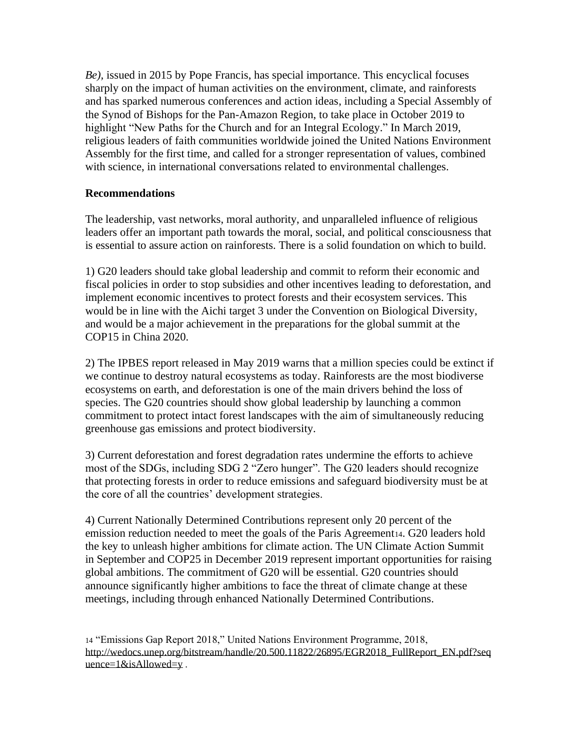*Be)*, issued in 2015 by Pope Francis, has special importance. This encyclical focuses sharply on the impact of human activities on the environment, climate, and rainforests and has sparked numerous conferences and action ideas, including a Special Assembly of the Synod of Bishops for the Pan-Amazon Region, to take place in October 2019 to highlight "New Paths for the Church and for an Integral Ecology." In March 2019, religious leaders of faith communities worldwide joined the United Nations Environment Assembly for the first time, and called for a stronger representation of values, combined with science, in international conversations related to environmental challenges.

**Recommendations**

The leadership, vast networks, moral authority, and unparalleled influence of religious leaders offer an important path towards the moral, social, and political consciousness that is essential to assure action on rainforests. There is a solid foundation on which to build.

1) G20 leaders should take global leadership and commit to reform their economic and fiscal policies in order to stop subsidies and other incentives leading to deforestation, and implement economic incentives to protect forests and their ecosystem services. This would be in line with the Aichi target 3 under the Convention on Biological Diversity, and would be a major achievement in the preparations for the global summit at the COP15 in China 2020.

2) The IPBES report released in May 2019 warns that a million species could be extinct if we continue to destroy natural ecosystems as today. Rainforests are the most biodiverse ecosystems on earth, and deforestation is one of the main drivers behind the loss of species. The G20 countries should show global leadership by launching a common commitment to protect intact forest landscapes with the aim of simultaneously reducing greenhouse gas emissions and protect biodiversity.

3) Current deforestation and forest degradation rates undermine the efforts to achieve most of the SDGs, including SDG 2 "Zero hunger". The G20 leaders should recognize that protecting forests in order to reduce emissions and safeguard biodiversity must be at the core of all the countries' development strategies.

4) Current Nationally Determined Contributions represent only 20 percent of the emission reduction needed to meet the goals of the Paris Agreement[14]. G20 leaders hold the key to unleash higher ambitions for climate action. The UN Climate Action Summit in September and COP25 in December 2019 represent important opportunities for raising global ambitions. The commitment of G20 will be essential. G20 countries should announce significantly higher ambitions to face the threat of climate change at these meetings, including through enhanced Nationally Determined Contributions.

[14] "Emissions Gap Report 2018," United Nations Environment Programme, 2018, http://wedocs.unep.org/bitstream/handle/20.500.11822/26895/EGR2018_FullReport_EN.pdf?sequence=1&isAllowed=y .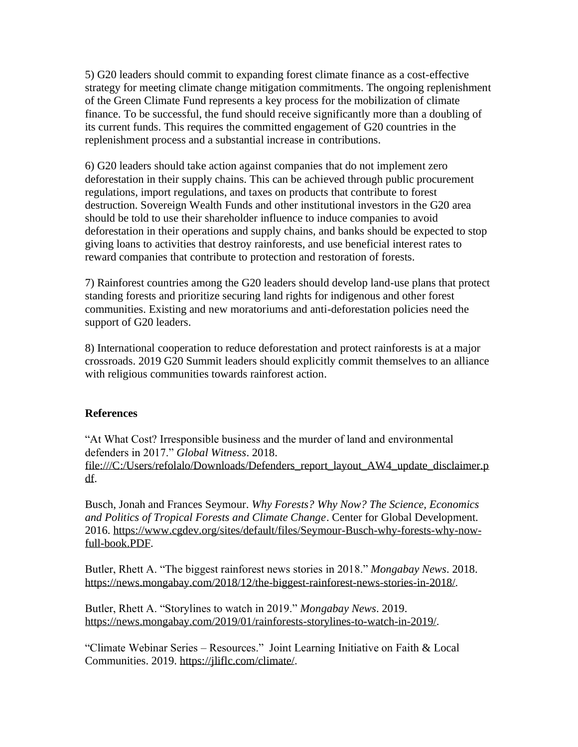5) G20 leaders should commit to expanding forest climate finance as a cost-effective strategy for meeting climate change mitigation commitments. The ongoing replenishment of the Green Climate Fund represents a key process for the mobilization of climate finance. To be successful, the fund should receive significantly more than a doubling of its current funds. This requires the committed engagement of G20 countries in the replenishment process and a substantial increase in contributions.

6) G20 leaders should take action against companies that do not implement zero deforestation in their supply chains. This can be achieved through public procurement regulations, import regulations, and taxes on products that contribute to forest destruction. Sovereign Wealth Funds and other institutional investors in the G20 area should be told to use their shareholder influence to induce companies to avoid deforestation in their operations and supply chains, and banks should be expected to stop giving loans to activities that destroy rainforests, and use beneficial interest rates to reward companies that contribute to protection and restoration of forests.

7) Rainforest countries among the G20 leaders should develop land-use plans that protect standing forests and prioritize securing land rights for indigenous and other forest communities. Existing and new moratoriums and anti-deforestation policies need the support of G20 leaders.

8) International cooperation to reduce deforestation and protect rainforests is at a major crossroads. 2019 G20 Summit leaders should explicitly commit themselves to an alliance with religious communities towards rainforest action.

**References**

"At What Cost? Irresponsible business and the murder of land and environmental defenders in 2017." *Global Witness*. 2018. file:///C:/Users/refolalo/Downloads/Defenders_report_layout_AW4_update_disclaimer.pdf.

Busch, Jonah and Frances Seymour. *Why Forests? Why Now? The Science, Economics and Politics of Tropical Forests and Climate Change*. Center for Global Development. 2016. https://www.cgdev.org/sites/default/files/Seymour-Busch-why-forests-why-now-full-book.PDF.

Butler, Rhett A. "The biggest rainforest news stories in 2018." *Mongabay News*. 2018. https://news.mongabay.com/2018/12/the-biggest-rainforest-news-stories-in-2018/.

Butler, Rhett A. "Storylines to watch in 2019." *Mongabay News*. 2019. https://news.mongabay.com/2019/01/rainforests-storylines-to-watch-in-2019/.

"Climate Webinar Series – Resources." Joint Learning Initiative on Faith & Local Communities. 2019. https://jliflc.com/climate/.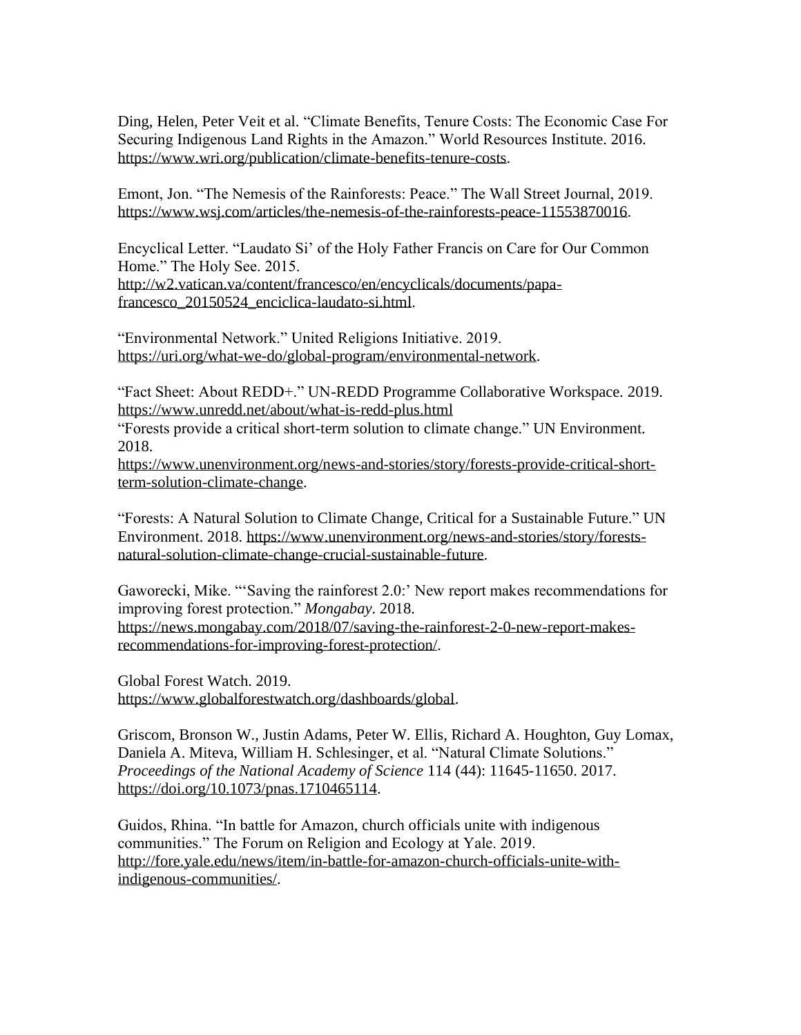Ding, Helen, Peter Veit et al. "Climate Benefits, Tenure Costs: The Economic Case For Securing Indigenous Land Rights in the Amazon." World Resources Institute. 2016. https://www.wri.org/publication/climate-benefits-tenure-costs.

Emont, Jon. "The Nemesis of the Rainforests: Peace." The Wall Street Journal, 2019. https://www.wsj.com/articles/the-nemesis-of-the-rainforests-peace-11553870016.

Encyclical Letter. "Laudato Si' of the Holy Father Francis on Care for Our Common Home." The Holy See. 2015. http://w2.vatican.va/content/francesco/en/encyclicals/documents/papa-francesco_20150524_enciclica-laudato-si.html.

"Environmental Network." United Religions Initiative. 2019. https://uri.org/what-we-do/global-program/environmental-network.

"Fact Sheet: About REDD+." UN-REDD Programme Collaborative Workspace. 2019. https://www.unredd.net/about/what-is-redd-plus.html

"Forests provide a critical short-term solution to climate change." UN Environment. 2018. https://www.unenvironment.org/news-and-stories/story/forests-provide-critical-short-term-solution-climate-change.

"Forests: A Natural Solution to Climate Change, Critical for a Sustainable Future." UN Environment. 2018. https://www.unenvironment.org/news-and-stories/story/forests-natural-solution-climate-change-crucial-sustainable-future.

Gaworecki, Mike. "'Saving the rainforest 2.0:' New report makes recommendations for improving forest protection." *Mongabay*. 2018. https://news.mongabay.com/2018/07/saving-the-rainforest-2-0-new-report-makes-recommendations-for-improving-forest-protection/.

Global Forest Watch. 2019. https://www.globalforestwatch.org/dashboards/global.

Griscom, Bronson W., Justin Adams, Peter W. Ellis, Richard A. Houghton, Guy Lomax, Daniela A. Miteva, William H. Schlesinger, et al. "Natural Climate Solutions." *Proceedings of the National Academy of Science* 114 (44): 11645-11650. 2017. https://doi.org/10.1073/pnas.1710465114.

Guidos, Rhina. "In battle for Amazon, church officials unite with indigenous communities." The Forum on Religion and Ecology at Yale. 2019. http://fore.yale.edu/news/item/in-battle-for-amazon-church-officials-unite-with-indigenous-communities/.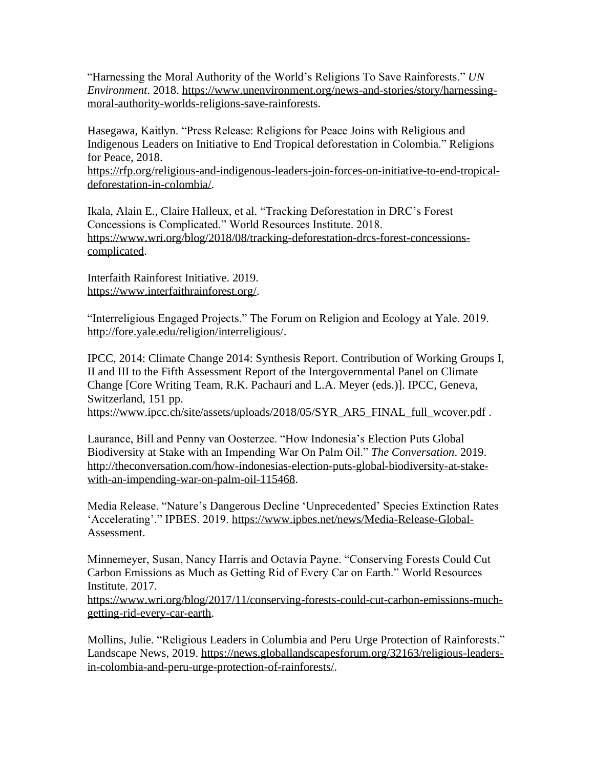"Harnessing the Moral Authority of the World's Religions To Save Rainforests." *UN Environment*. 2018. https://www.unenvironment.org/news-and-stories/story/harnessing-moral-authority-worlds-religions-save-rainforests.

Hasegawa, Kaitlyn. "Press Release: Religions for Peace Joins with Religious and Indigenous Leaders on Initiative to End Tropical deforestation in Colombia." Religions for Peace, 2018. https://rfp.org/religious-and-indigenous-leaders-join-forces-on-initiative-to-end-tropical-deforestation-in-colombia/.

Ikala, Alain E., Claire Halleux, et al. "Tracking Deforestation in DRC's Forest Concessions is Complicated." World Resources Institute. 2018. https://www.wri.org/blog/2018/08/tracking-deforestation-drcs-forest-concessions-complicated.

Interfaith Rainforest Initiative. 2019. https://www.interfaithrainforest.org/.

"Interreligious Engaged Projects." The Forum on Religion and Ecology at Yale. 2019. http://fore.yale.edu/religion/interreligious/.

IPCC, 2014: Climate Change 2014: Synthesis Report. Contribution of Working Groups I, II and III to the Fifth Assessment Report of the Intergovernmental Panel on Climate Change [Core Writing Team, R.K. Pachauri and L.A. Meyer (eds.)]. IPCC, Geneva, Switzerland, 151 pp. https://www.ipcc.ch/site/assets/uploads/2018/05/SYR_AR5_FINAL_full_wcover.pdf .

Laurance, Bill and Penny van Oosterzee. "How Indonesia's Election Puts Global Biodiversity at Stake with an Impending War On Palm Oil." *The Conversation*. 2019. http://theconversation.com/how-indonesias-election-puts-global-biodiversity-at-stake-with-an-impending-war-on-palm-oil-115468.

Media Release. "Nature's Dangerous Decline 'Unprecedented' Species Extinction Rates 'Accelerating'." IPBES. 2019. https://www.ipbes.net/news/Media-Release-Global-Assessment.

Minnemeyer, Susan, Nancy Harris and Octavia Payne. "Conserving Forests Could Cut Carbon Emissions as Much as Getting Rid of Every Car on Earth." World Resources Institute. 2017. https://www.wri.org/blog/2017/11/conserving-forests-could-cut-carbon-emissions-much-getting-rid-every-car-earth.

Mollins, Julie. "Religious Leaders in Columbia and Peru Urge Protection of Rainforests." Landscape News, 2019. https://news.globallandscapesforum.org/32163/religious-leaders-in-colombia-and-peru-urge-protection-of-rainforests/.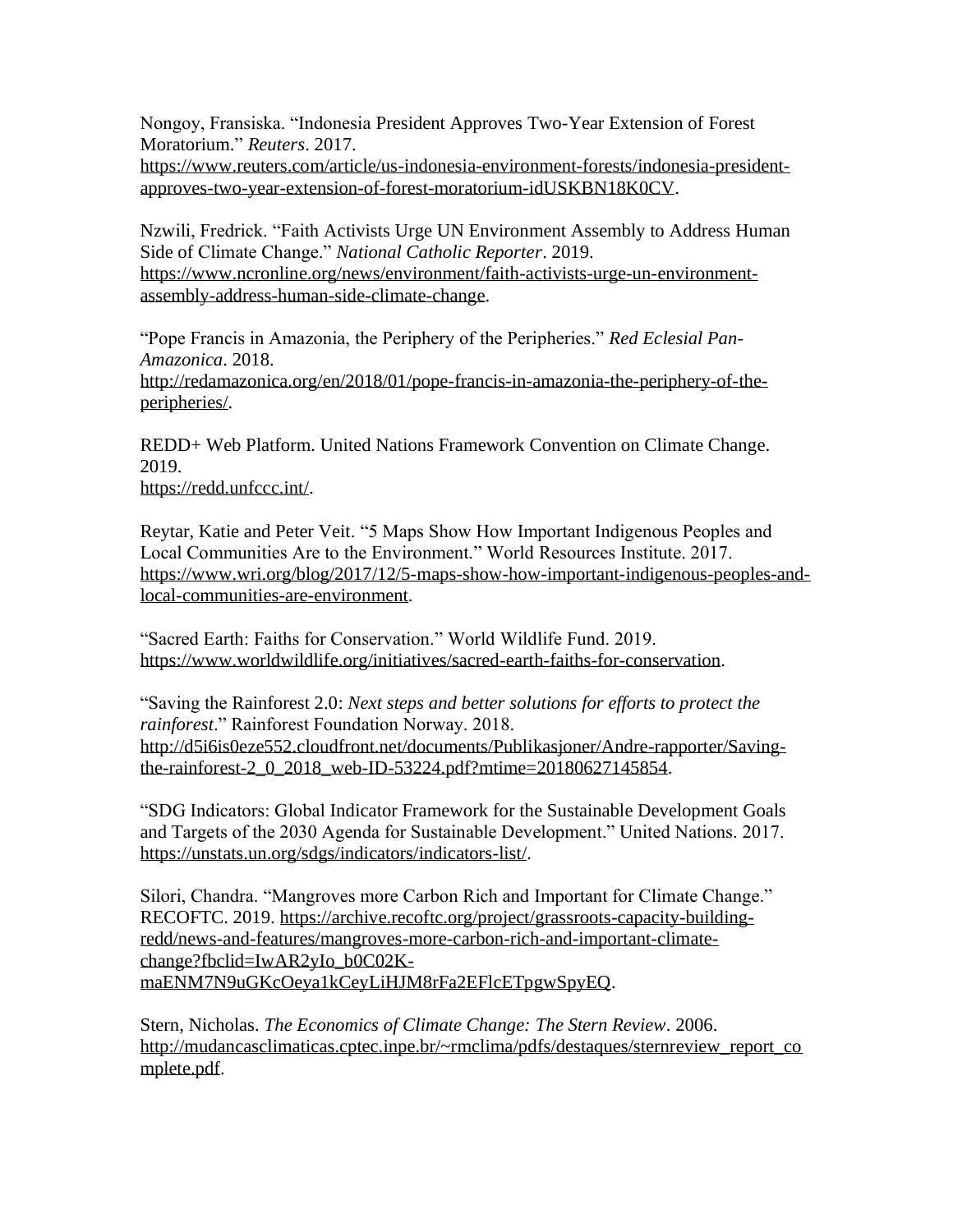Nongoy, Fransiska. "Indonesia President Approves Two-Year Extension of Forest Moratorium." *Reuters*. 2017. https://www.reuters.com/article/us-indonesia-environment-forests/indonesia-president-approves-two-year-extension-of-forest-moratorium-idUSKBN18K0CV.

Nzwili, Fredrick. "Faith Activists Urge UN Environment Assembly to Address Human Side of Climate Change." *National Catholic Reporter*. 2019. https://www.ncronline.org/news/environment/faith-activists-urge-un-environment-assembly-address-human-side-climate-change.

"Pope Francis in Amazonia, the Periphery of the Peripheries." *Red Eclesial Pan-Amazonica*. 2018. http://redamazonica.org/en/2018/01/pope-francis-in-amazonia-the-periphery-of-the-peripheries/.

REDD+ Web Platform. United Nations Framework Convention on Climate Change. 2019. https://redd.unfccc.int/.

Reytar, Katie and Peter Veit. "5 Maps Show How Important Indigenous Peoples and Local Communities Are to the Environment." World Resources Institute. 2017. https://www.wri.org/blog/2017/12/5-maps-show-how-important-indigenous-peoples-and-local-communities-are-environment.

"Sacred Earth: Faiths for Conservation." World Wildlife Fund. 2019. https://www.worldwildlife.org/initiatives/sacred-earth-faiths-for-conservation.

"Saving the Rainforest 2.0: *Next steps and better solutions for efforts to protect the rainforest*." Rainforest Foundation Norway. 2018. http://d5i6is0eze552.cloudfront.net/documents/Publikasjoner/Andre-rapporter/Saving-the-rainforest-2_0_2018_web-ID-53224.pdf?mtime=20180627145854.

"SDG Indicators: Global Indicator Framework for the Sustainable Development Goals and Targets of the 2030 Agenda for Sustainable Development." United Nations. 2017. https://unstats.un.org/sdgs/indicators/indicators-list/.

Silori, Chandra. "Mangroves more Carbon Rich and Important for Climate Change." RECOFTC. 2019. https://archive.recoftc.org/project/grassroots-capacity-building-redd/news-and-features/mangroves-more-carbon-rich-and-important-climate-change?fbclid=IwAR2yIo_b0C02K-maENM7N9uGKcOeya1kCeyLiHJM8rFa2EFlcETpgwSpyEQ.

Stern, Nicholas. *The Economics of Climate Change: The Stern Review*. 2006. http://mudancasclimaticas.cptec.inpe.br/~rmclima/pdfs/destaques/sternreview_report_complete.pdf.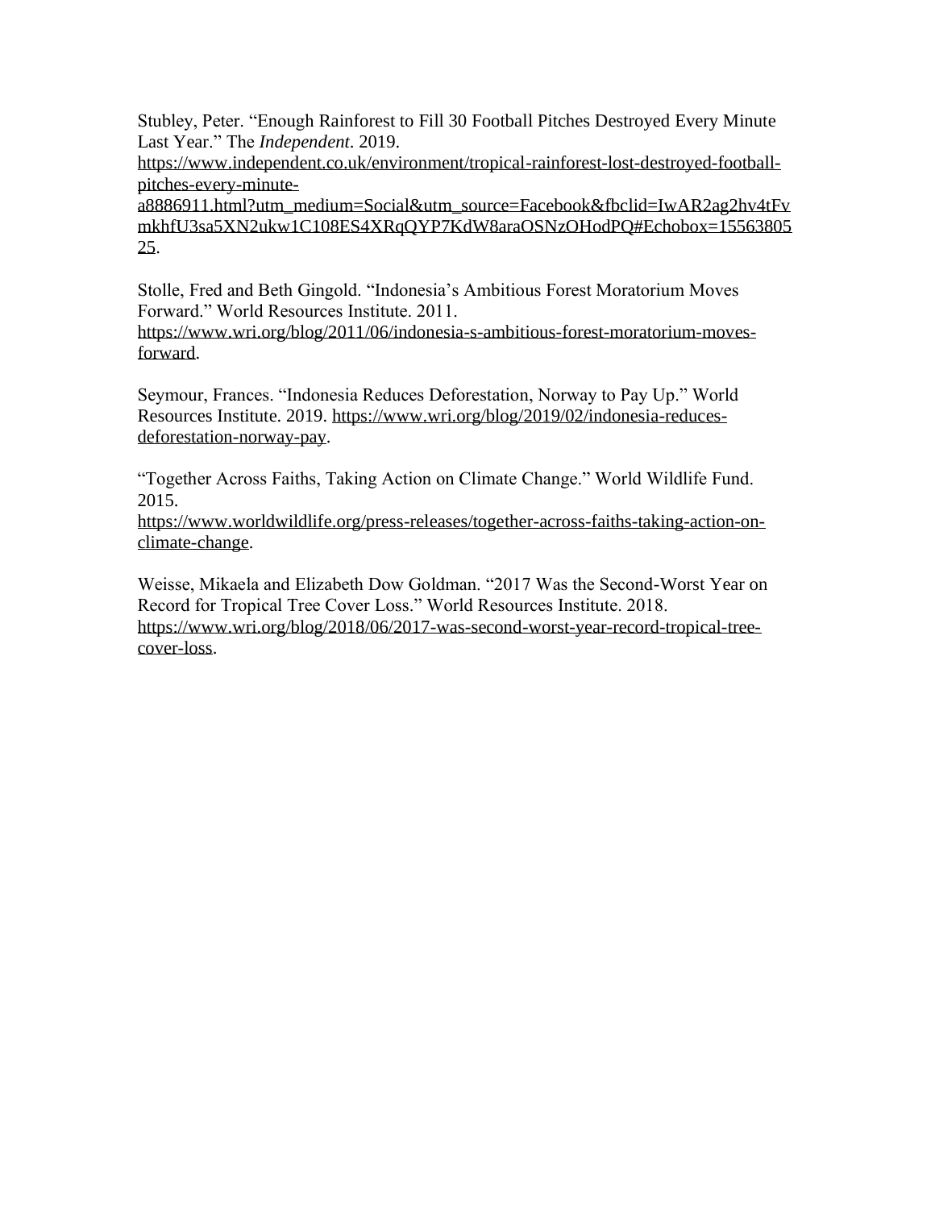Stubley, Peter. "Enough Rainforest to Fill 30 Football Pitches Destroyed Every Minute Last Year." The *Independent*. 2019. https://www.independent.co.uk/environment/tropical-rainforest-lost-destroyed-football-pitches-every-minute-a8886911.html?utm_medium=Social&utm_source=Facebook&fbclid=IwAR2ag2hv4tFvmkhfU3sa5XN2ukw1C108ES4XRqQYP7KdW8araOSNzOHodPQ#Echobox=1556380525.

Stolle, Fred and Beth Gingold. "Indonesia's Ambitious Forest Moratorium Moves Forward." World Resources Institute. 2011. https://www.wri.org/blog/2011/06/indonesia-s-ambitious-forest-moratorium-moves-forward.

Seymour, Frances. "Indonesia Reduces Deforestation, Norway to Pay Up." World Resources Institute. 2019. https://www.wri.org/blog/2019/02/indonesia-reduces-deforestation-norway-pay.

"Together Across Faiths, Taking Action on Climate Change." World Wildlife Fund. 2015. https://www.worldwildlife.org/press-releases/together-across-faiths-taking-action-on-climate-change.

Weisse, Mikaela and Elizabeth Dow Goldman. "2017 Was the Second-Worst Year on Record for Tropical Tree Cover Loss." World Resources Institute. 2018. https://www.wri.org/blog/2018/06/2017-was-second-worst-year-record-tropical-tree-cover-loss.